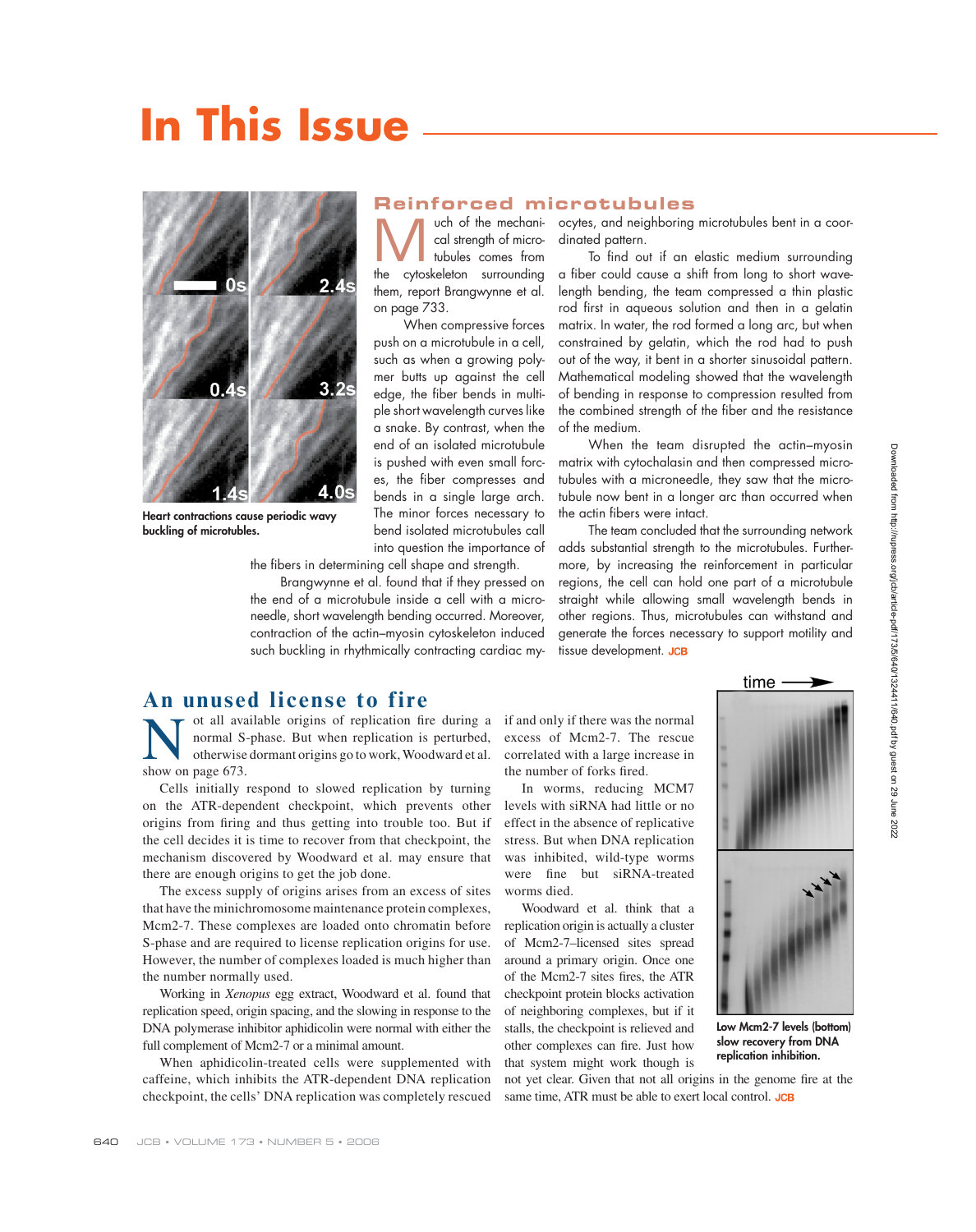# In This Issue

0s
2.4s
0.4s
3.2s
1.4s
4.0s

Heart contractions cause periodic wavy buckling of microtubules.

## Reinforced microtubules

Much of the mechanical strength of microtubules comes from the cytoskeleton surrounding them, report Brangwynne et al. on page 733.

When compressive forces push on a microtubule in a cell, such as when a growing polymer butts up against the cell edge, the fiber bends in multiple short wavelength curves like a snake. By contrast, when the end of an isolated microtubule is pushed with even small forces, the fiber compresses and bends in a single large arch. The minor forces necessary to bend isolated microtubules call into question the importance of the fibers in determining cell shape and strength.

Brangwynne et al. found that if they pressed on the end of a microtubule inside a cell with a microneedle, short wavelength bending occurred. Moreover, contraction of the actin–myosin cytoskeleton induced such buckling in rhythmically contracting cardiac myocytes, and neighboring microtubules bent in a coordinated pattern.

To find out if an elastic medium surrounding a fiber could cause a shift from long to short wavelength bending, the team compressed a thin plastic rod first in aqueous solution and then in a gelatin matrix. In water, the rod formed a long arc, but when constrained by gelatin, which the rod had to push out of the way, it bent in a shorter sinusoidal pattern. Mathematical modeling showed that the wavelength of bending in response to compression resulted from the combined strength of the fiber and the resistance of the medium.

When the team disrupted the actin–myosin matrix with cytochalasin and then compressed microtubules with a microneedle, they saw that the microtubule now bent in a longer arc than occurred when the actin fibers were intact.

The team concluded that the surrounding network adds substantial strength to the microtubules. Furthermore, by increasing the reinforcement in particular regions, the cell can hold one part of a microtubule straight while allowing small wavelength bends in other regions. Thus, microtubules can withstand and generate the forces necessary to support motility and tissue development. JCB

## An unused license to fire

Not all available origins of replication fire during a normal S-phase. But when replication is perturbed, otherwise dormant origins go to work, Woodward et al. show on page 673.

Cells initially respond to slowed replication by turning on the ATR-dependent checkpoint, which prevents other origins from firing and thus getting into trouble too. But if the cell decides it is time to recover from that checkpoint, the mechanism discovered by Woodward et al. may ensure that there are enough origins to get the job done.

The excess supply of origins arises from an excess of sites that have the minichromosome maintenance protein complexes, Mcm2-7. These complexes are loaded onto chromatin before S-phase and are required to license replication origins for use. However, the number of complexes loaded is much higher than the number normally used.

Working in *Xenopus* egg extract, Woodward et al. found that replication speed, origin spacing, and the slowing in response to the DNA polymerase inhibitor aphidicolin were normal with either the full complement of Mcm2-7 or a minimal amount.

When aphidicolin-treated cells were supplemented with caffeine, which inhibits the ATR-dependent DNA replication checkpoint, the cells' DNA replication was completely rescued if and only if there was the normal excess of Mcm2-7. The rescue correlated with a large increase in the number of forks fired.

In worms, reducing MCM7 levels with siRNA had little or no effect in the absence of replicative stress. But when DNA replication was inhibited, wild-type worms were fine but siRNA-treated worms died.

Woodward et al. think that a replication origin is actually a cluster of Mcm2-7–licensed sites spread around a primary origin. Once one of the Mcm2-7 sites fires, the ATR checkpoint protein blocks activation of neighboring complexes, but if it stalls, the checkpoint is relieved and other complexes can fire. Just how that system might work though is not yet clear. Given that not all origins in the genome fire at the same time, ATR must be able to exert local control. JCB

time

Low Mcm2-7 levels (bottom) slow recovery from DNA replication inhibition.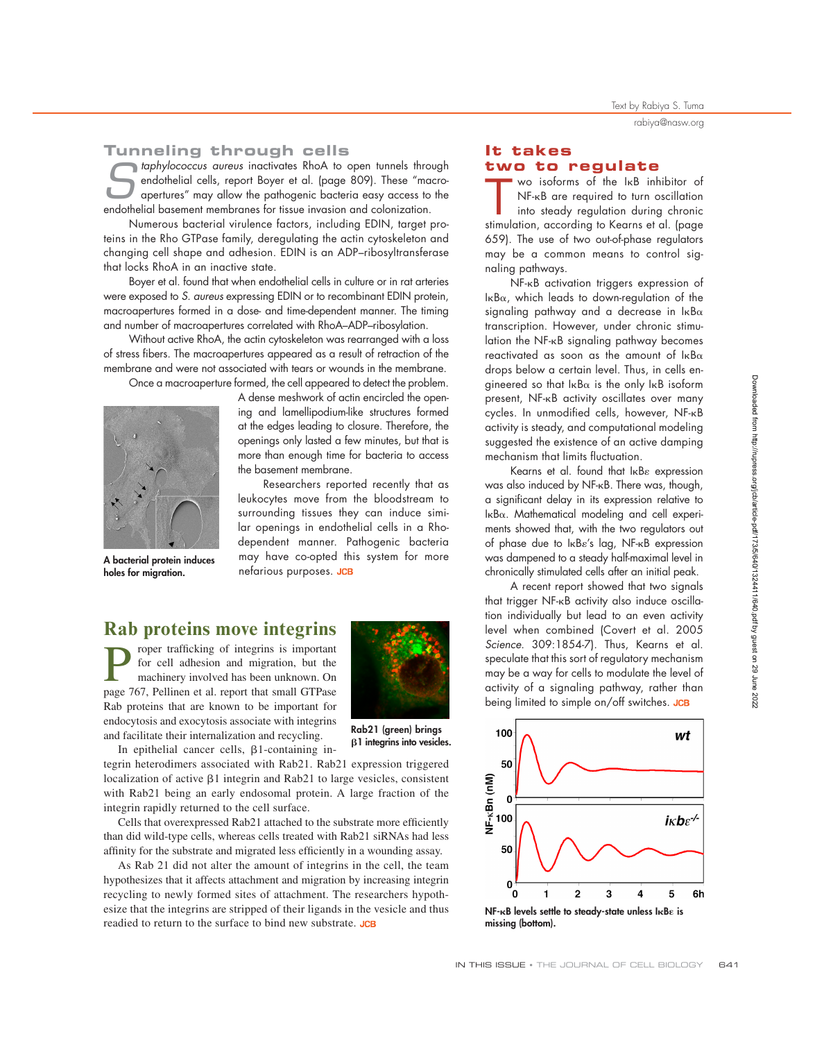Text by Rabiya S. Tuma
rabiya@nasw.org

## Tunneling through cells

*Staphylococcus aureus* inactivates RhoA to open tunnels through endothelial cells, report Boyer et al. (page 809). These "macroapertures" may allow the pathogenic bacteria easy access to the endothelial basement membranes for tissue invasion and colonization.

Numerous bacterial virulence factors, including EDIN, target proteins in the Rho GTPase family, deregulating the actin cytoskeleton and changing cell shape and adhesion. EDIN is an ADP–ribosyltransferase that locks RhoA in an inactive state.

Boyer et al. found that when endothelial cells in culture or in rat arteries were exposed to *S. aureus* expressing EDIN or to recombinant EDIN protein, macroapertures formed in a dose- and time-dependent manner. The timing and number of macroapertures correlated with RhoA–ADP–ribosylation.

Without active RhoA, the actin cytoskeleton was rearranged with a loss of stress fibers. The macroapertures appeared as a result of retraction of the membrane and were not associated with tears or wounds in the membrane.

Once a macroaperture formed, the cell appeared to detect the problem. A dense meshwork of actin encircled the opening and lamellipodium-like structures formed at the edges leading to closure. Therefore, the openings only lasted a few minutes, but that is more than enough time for bacteria to access the basement membrane.

A bacterial protein induces holes for migration.

Researchers reported recently that as leukocytes move from the bloodstream to surrounding tissues they can induce similar openings in endothelial cells in a Rho-dependent manner. Pathogenic bacteria may have co-opted this system for more nefarious purposes. JCB

## Rab proteins move integrins

Proper trafficking of integrins is important for cell adhesion and migration, but the machinery involved has been unknown. On page 767, Pellinen et al. report that small GTPase Rab proteins that are known to be important for endocytosis and exocytosis associate with integrins and facilitate their internalization and recycling.

Rab21 (green) brings β1 integrins into vesicles.

In epithelial cancer cells, β1-containing integrin heterodimers associated with Rab21. Rab21 expression triggered localization of active β1 integrin and Rab21 to large vesicles, consistent with Rab21 being an early endosomal protein. A large fraction of the integrin rapidly returned to the cell surface.

Cells that overexpressed Rab21 attached to the substrate more efficiently than did wild-type cells, whereas cells treated with Rab21 siRNAs had less affinity for the substrate and migrated less efficiently in a wounding assay.

As Rab 21 did not alter the amount of integrins in the cell, the team hypothesizes that it affects attachment and migration by increasing integrin recycling to newly formed sites of attachment. The researchers hypothesize that the integrins are stripped of their ligands in the vesicle and thus readied to return to the surface to bind new substrate. JCB

## It takes two to regulate

Two isoforms of the IκB inhibitor of NF-κB are required to turn oscillation into steady regulation during chronic stimulation, according to Kearns et al. (page 659). The use of two out-of-phase regulators may be a common means to control signaling pathways.

NF-κB activation triggers expression of IκBα, which leads to down-regulation of the signaling pathway and a decrease in IκBα transcription. However, under chronic stimulation the NF-κB signaling pathway becomes reactivated as soon as the amount of IκBα drops below a certain level. Thus, in cells engineered so that IκBα is the only IκB isoform present, NF-κB activity oscillates over many cycles. In unmodified cells, however, NF-κB activity is steady, and computational modeling suggested the existence of an active damping mechanism that limits fluctuation.

Kearns et al. found that IκBε expression was also induced by NF-κB. There was, though, a significant delay in its expression relative to IκBα. Mathematical modeling and cell experiments showed that, with the two regulators out of phase due to IκBε's lag, NF-κB expression was dampened to a steady half-maximal level in chronically stimulated cells after an initial peak.

A recent report showed that two signals that trigger NF-κB activity also induce oscillation individually but lead to an even activity level when combined (Covert et al. 2005 *Science*. 309:1854-7). Thus, Kearns et al. speculate that this sort of regulatory mechanism may be a way for cells to modulate the level of activity of a signaling pathway, rather than being limited to simple on/off switches. JCB

NF-κBn (nM)
100
50
0
*wt*
100
50
0
*iκbε*$^{-/-}$
0 1 2 3 4 5 6h

NF-κB levels settle to steady-state unless IκBε is missing (bottom).